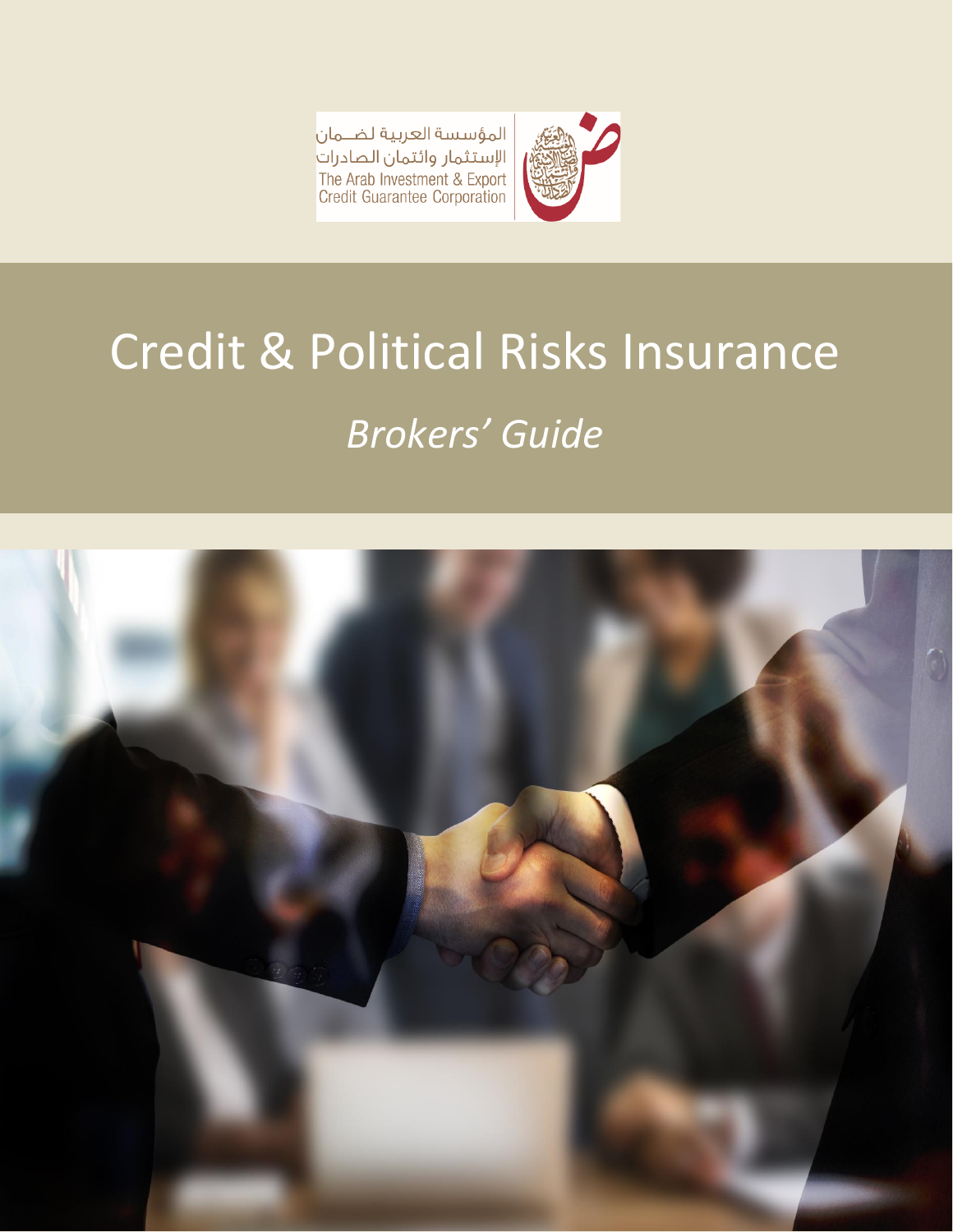المؤسسة العربية لضـمان
الإستثمار وائتمان الصادرات
The Arab Investment & Export
Credit Guarantee Corporation

# Credit & Political Risks Insurance

## *Brokers' Guide*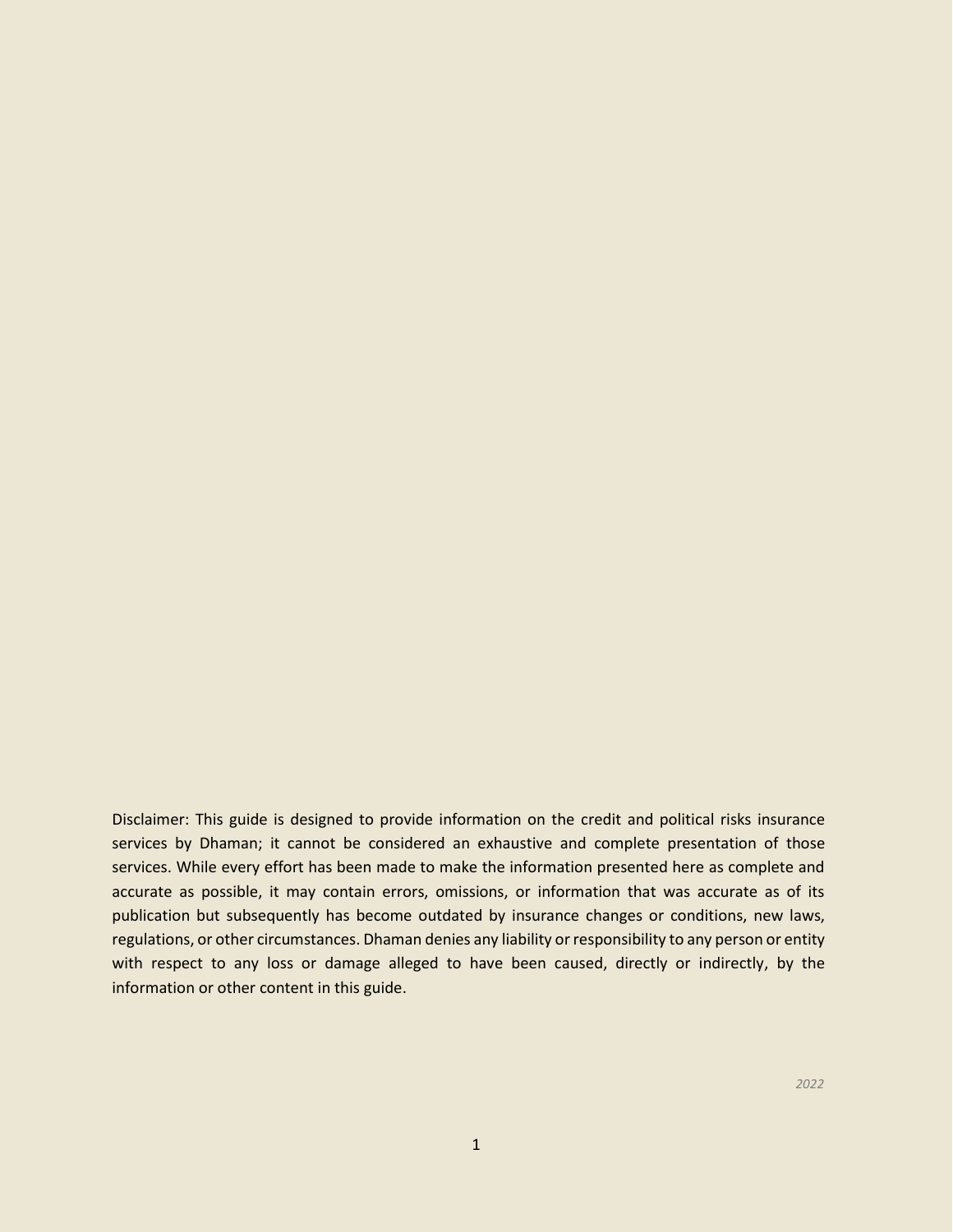Disclaimer: This guide is designed to provide information on the credit and political risks insurance services by Dhaman; it cannot be considered an exhaustive and complete presentation of those services. While every effort has been made to make the information presented here as complete and accurate as possible, it may contain errors, omissions, or information that was accurate as of its publication but subsequently has become outdated by insurance changes or conditions, new laws, regulations, or other circumstances. Dhaman denies any liability or responsibility to any person or entity with respect to any loss or damage alleged to have been caused, directly or indirectly, by the information or other content in this guide.

*2022*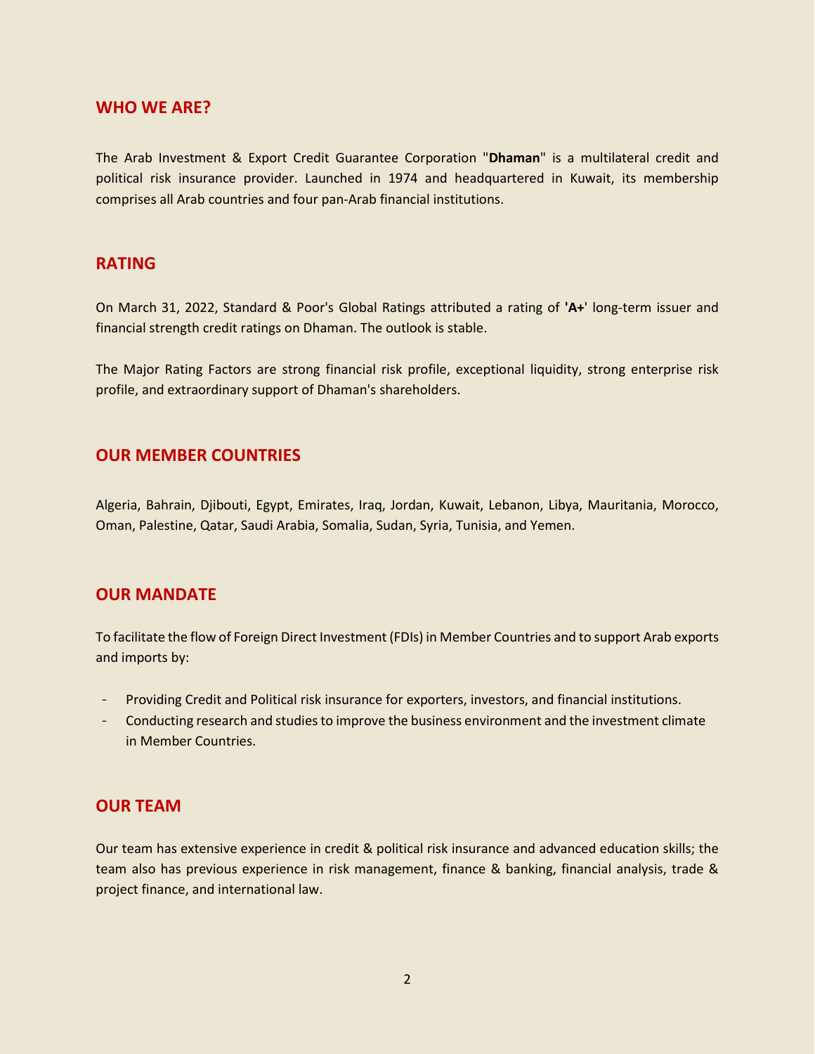## WHO WE ARE?

The Arab Investment & Export Credit Guarantee Corporation "**Dhaman**" is a multilateral credit and political risk insurance provider. Launched in 1974 and headquartered in Kuwait, its membership comprises all Arab countries and four pan-Arab financial institutions.

## RATING

On March 31, 2022, Standard & Poor's Global Ratings attributed a rating of **'A+**' long-term issuer and financial strength credit ratings on Dhaman. The outlook is stable.

The Major Rating Factors are strong financial risk profile, exceptional liquidity, strong enterprise risk profile, and extraordinary support of Dhaman's shareholders.

## OUR MEMBER COUNTRIES

Algeria, Bahrain, Djibouti, Egypt, Emirates, Iraq, Jordan, Kuwait, Lebanon, Libya, Mauritania, Morocco, Oman, Palestine, Qatar, Saudi Arabia, Somalia, Sudan, Syria, Tunisia, and Yemen.

## OUR MANDATE

To facilitate the flow of Foreign Direct Investment (FDIs) in Member Countries and to support Arab exports and imports by:

- Providing Credit and Political risk insurance for exporters, investors, and financial institutions.
- Conducting research and studies to improve the business environment and the investment climate in Member Countries.

## OUR TEAM

Our team has extensive experience in credit & political risk insurance and advanced education skills; the team also has previous experience in risk management, finance & banking, financial analysis, trade & project finance, and international law.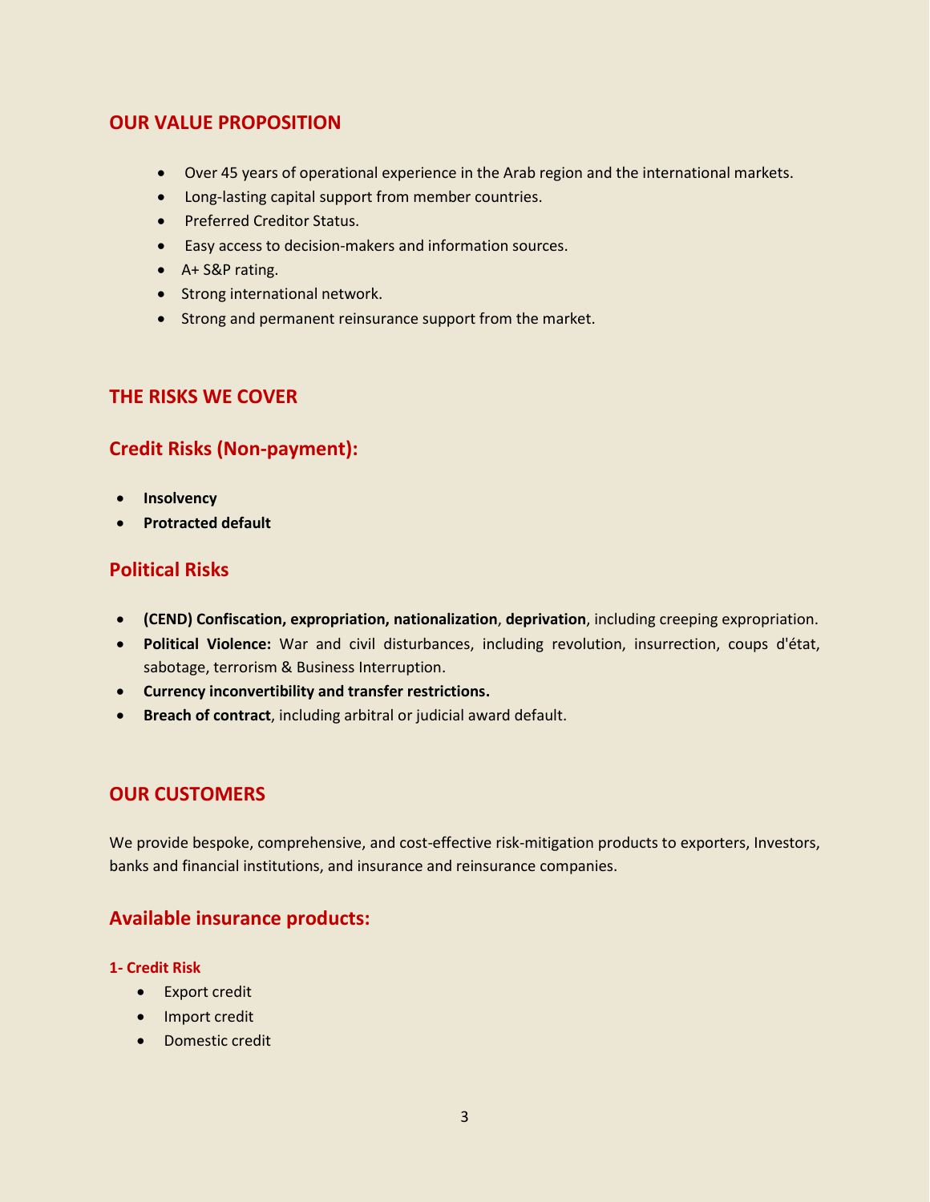## OUR VALUE PROPOSITION

- Over 45 years of operational experience in the Arab region and the international markets.
- Long-lasting capital support from member countries.
- Preferred Creditor Status.
- Easy access to decision-makers and information sources.
- A+ S&P rating.
- Strong international network.
- Strong and permanent reinsurance support from the market.

## THE RISKS WE COVER

### Credit Risks (Non-payment):

- **Insolvency**
- **Protracted default**

### Political Risks

- **(CEND) Confiscation, expropriation, nationalization**, **deprivation**, including creeping expropriation.
- **Political Violence:** War and civil disturbances, including revolution, insurrection, coups d'état, sabotage, terrorism & Business Interruption.
- **Currency inconvertibility and transfer restrictions.**
- **Breach of contract**, including arbitral or judicial award default.

## OUR CUSTOMERS

We provide bespoke, comprehensive, and cost-effective risk-mitigation products to exporters, Investors, banks and financial institutions, and insurance and reinsurance companies.

### Available insurance products:

#### 1- Credit Risk

- Export credit
- Import credit
- Domestic credit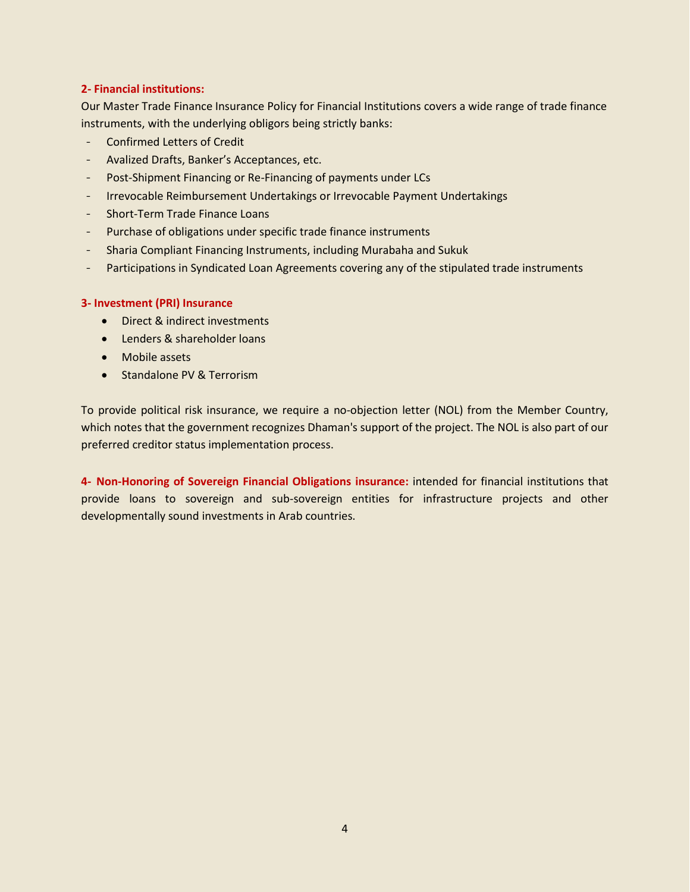### 2- Financial institutions:

Our Master Trade Finance Insurance Policy for Financial Institutions covers a wide range of trade finance instruments, with the underlying obligors being strictly banks:

- Confirmed Letters of Credit
- Avalized Drafts, Banker's Acceptances, etc.
- Post-Shipment Financing or Re-Financing of payments under LCs
- Irrevocable Reimbursement Undertakings or Irrevocable Payment Undertakings
- Short-Term Trade Finance Loans
- Purchase of obligations under specific trade finance instruments
- Sharia Compliant Financing Instruments, including Murabaha and Sukuk
- Participations in Syndicated Loan Agreements covering any of the stipulated trade instruments

### 3- Investment (PRI) Insurance

- Direct & indirect investments
- Lenders & shareholder loans
- Mobile assets
- Standalone PV & Terrorism

To provide political risk insurance, we require a no-objection letter (NOL) from the Member Country, which notes that the government recognizes Dhaman's support of the project. The NOL is also part of our preferred creditor status implementation process.

**4- Non-Honoring of Sovereign Financial Obligations insurance:** intended for financial institutions that provide loans to sovereign and sub-sovereign entities for infrastructure projects and other developmentally sound investments in Arab countries.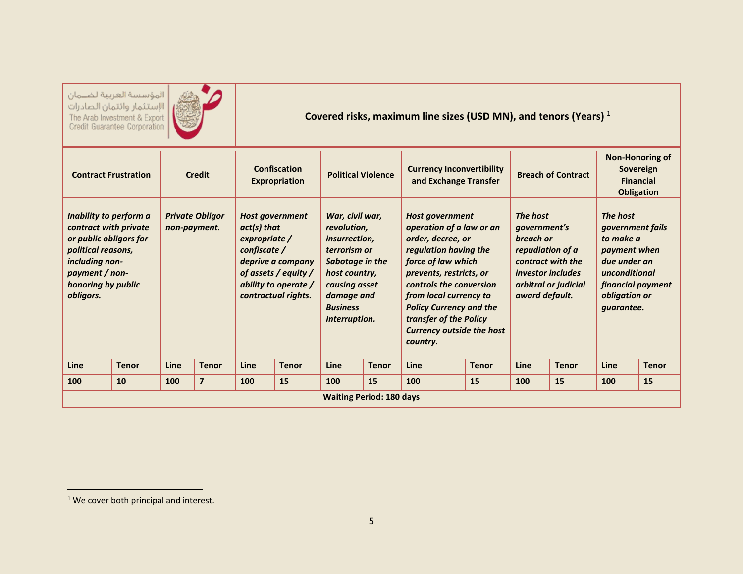المؤسسة العربية لضمان الإستثمار وائتمان الصادرات
The Arab Investment & Export Credit Guarantee Corporation

**Covered risks, maximum line sizes (USD MN), and tenors (Years)** [1]

| **Contract Frustration** | | **Credit** | | **Confiscation Expropriation** | | **Political Violence** | | **Currency Inconvertibility and Exchange Transfer** | | **Breach of Contract** | | **Non-Honoring of Sovereign Financial Obligation** | |
|---|---|---|---|---|---|---|---|---|---|---|---|---|---|
| ***Inability to perform a contract with private or public obligors for political reasons, including non-payment / non-honoring by public obligors.*** | | ***Private Obligor non-payment.*** | | ***Host government act(s) that expropriate / confiscate / deprive a company of assets / equity / ability to operate / contractual rights.*** | | ***War, civil war, revolution, insurrection, terrorism or Sabotage in the host country, causing asset damage and Business Interruption.*** | | ***Host government operation of a law or an order, decree, or regulation having the force of law which prevents, restricts, or controls the conversion from local currency to Policy Currency and the transfer of the Policy Currency outside the host country.*** | | ***The host government's breach or repudiation of a contract with the investor includes arbitral or judicial award default.*** | | ***The host government fails to make a payment when due under an unconditional financial payment obligation or guarantee.*** | |
| **Line** | **Tenor** | **Line** | **Tenor** | **Line** | **Tenor** | **Line** | **Tenor** | **Line** | **Tenor** | **Line** | **Tenor** | **Line** | **Tenor** |
| **100** | **10** | **100** | **7** | **100** | **15** | **100** | **15** | **100** | **15** | **100** | **15** | **100** | **15** |
| **Waiting Period: 180 days** | | | | | | | | | | | | | |

[1] We cover both principal and interest.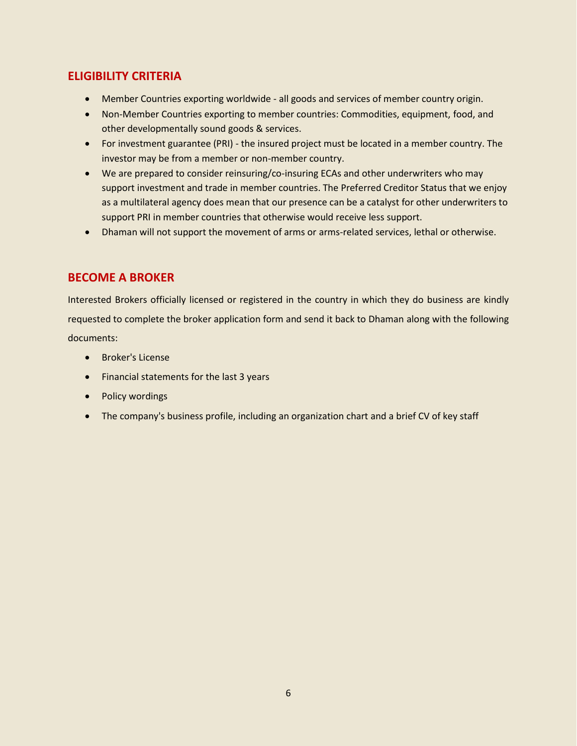## ELIGIBILITY CRITERIA

- Member Countries exporting worldwide - all goods and services of member country origin.
- Non-Member Countries exporting to member countries: Commodities, equipment, food, and other developmentally sound goods & services.
- For investment guarantee (PRI) - the insured project must be located in a member country. The investor may be from a member or non-member country.
- We are prepared to consider reinsuring/co-insuring ECAs and other underwriters who may support investment and trade in member countries. The Preferred Creditor Status that we enjoy as a multilateral agency does mean that our presence can be a catalyst for other underwriters to support PRI in member countries that otherwise would receive less support.
- Dhaman will not support the movement of arms or arms-related services, lethal or otherwise.

## BECOME A BROKER

Interested Brokers officially licensed or registered in the country in which they do business are kindly requested to complete the broker application form and send it back to Dhaman along with the following documents:

- Broker's License
- Financial statements for the last 3 years
- Policy wordings
- The company's business profile, including an organization chart and a brief CV of key staff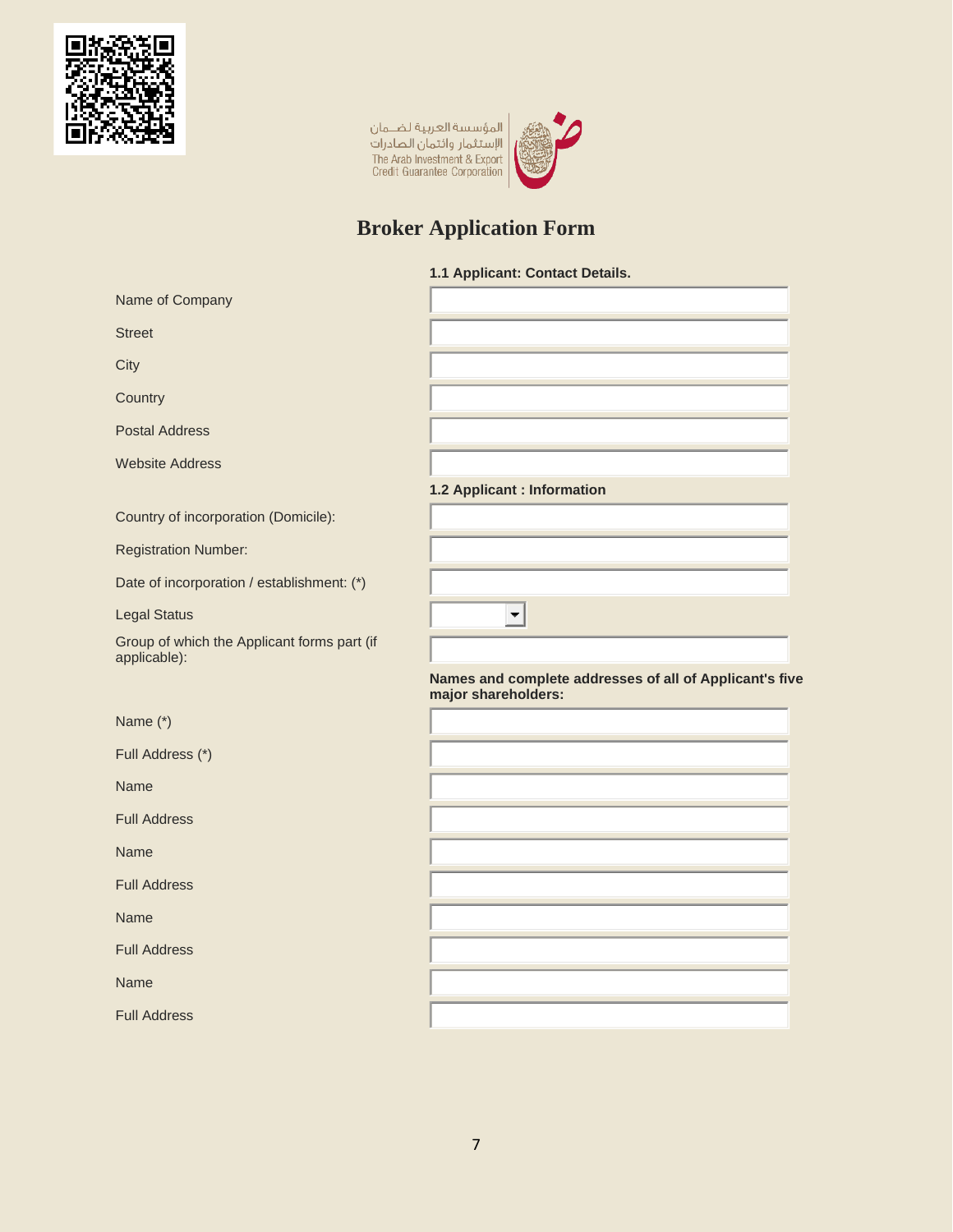المؤسسة العربية لضمان الإستثمار وائتمان الصادرات
The Arab Investment & Export Credit Guarantee Corporation

# Broker Application Form

### 1.1 Applicant: Contact Details.

| | |
|---|---|
| Name of Company | |
| Street | |
| City | |
| Country | |
| Postal Address | |
| Website Address | |

### 1.2 Applicant : Information

| | |
|---|---|
| Country of incorporation (Domicile): | |
| Registration Number: | |
| Date of incorporation / establishment: (*) | |
| Legal Status | |
| Group of which the Applicant forms part (if applicable): | |

**Names and complete addresses of all of Applicant's five major shareholders:**

| | |
|---|---|
| Name (*) | |
| Full Address (*) | |
| Name | |
| Full Address | |
| Name | |
| Full Address | |
| Name | |
| Full Address | |
| Name | |
| Full Address | |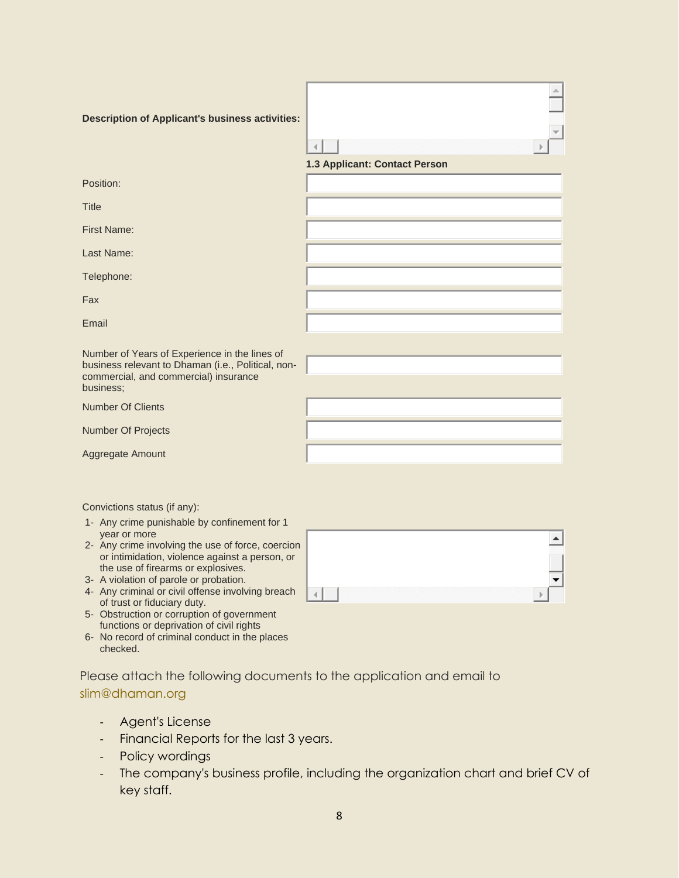**Description of Applicant's business activities:**

**1.3 Applicant: Contact Person**

| Field | Value |
|---|---|
| Position: | |
| Title | |
| First Name: | |
| Last Name: | |
| Telephone: | |
| Fax | |
| Email | |

| Field | Value |
|---|---|
| Number of Years of Experience in the lines of business relevant to Dhaman (i.e., Political, non-commercial, and commercial) insurance business; | |
| Number Of Clients | |
| Number Of Projects | |
| Aggregate Amount | |

Convictions status (if any):

1- Any crime punishable by confinement for 1 year or more
2- Any crime involving the use of force, coercion or intimidation, violence against a person, or the use of firearms or explosives.
3- A violation of parole or probation.
4- Any criminal or civil offense involving breach of trust or fiduciary duty.
5- Obstruction or corruption of government functions or deprivation of civil rights
6- No record of criminal conduct in the places checked.

Please attach the following documents to the application and email to slim@dhaman.org

- Agent's License
- Financial Reports for the last 3 years.
- Policy wordings
- The company's business profile, including the organization chart and brief CV of key staff.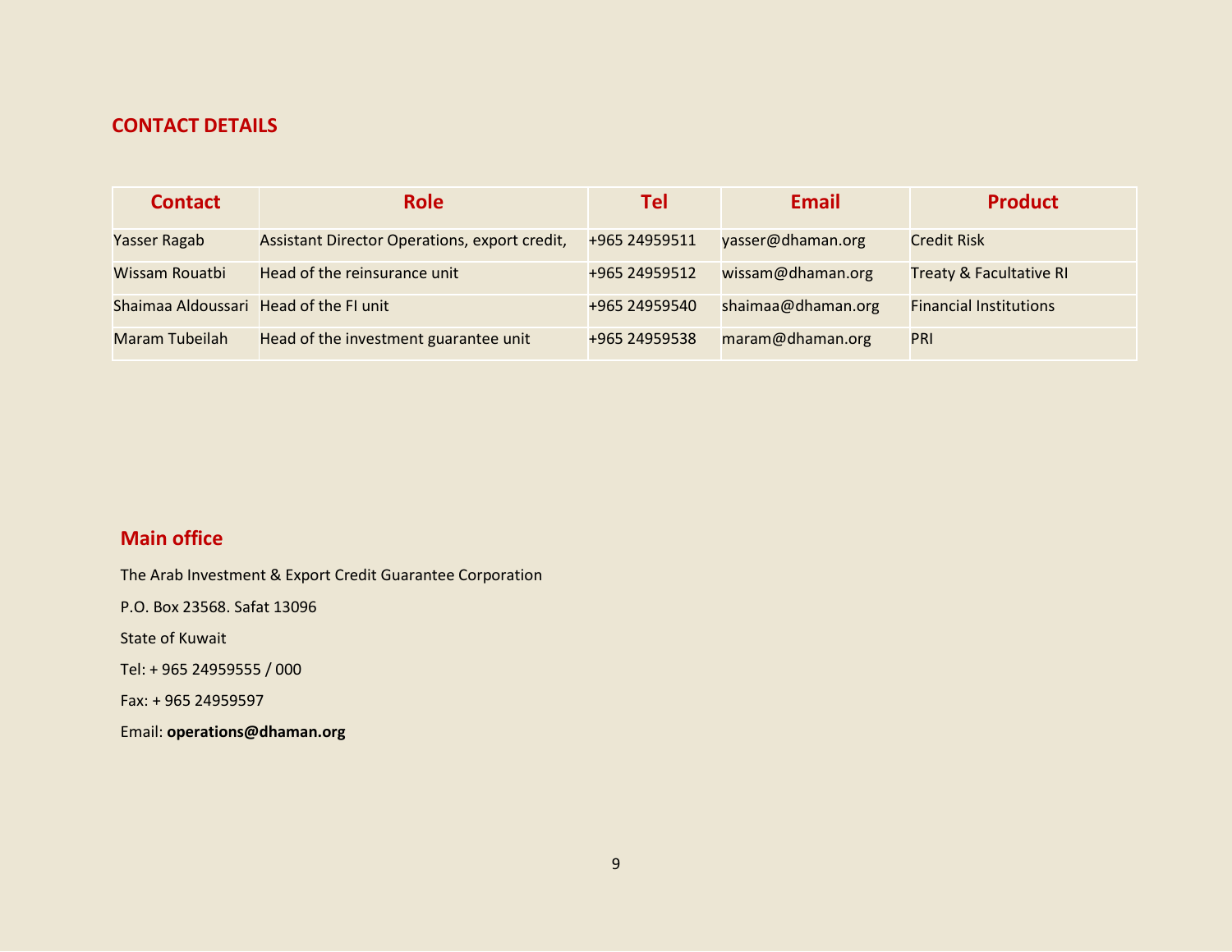## CONTACT DETAILS

| Contact | Role | Tel | Email | Product |
|---|---|---|---|---|
| Yasser Ragab | Assistant Director Operations, export credit, | +965 24959511 | yasser@dhaman.org | Credit Risk |
| Wissam Rouatbi | Head of the reinsurance unit | +965 24959512 | wissam@dhaman.org | Treaty & Facultative RI |
| Shaimaa Aldoussari | Head of the FI unit | +965 24959540 | shaimaa@dhaman.org | Financial Institutions |
| Maram Tubeilah | Head of the investment guarantee unit | +965 24959538 | maram@dhaman.org | PRI |

## Main office

The Arab Investment & Export Credit Guarantee Corporation

P.O. Box 23568. Safat 13096

State of Kuwait

Tel: + 965 24959555 / 000

Fax: + 965 24959597

Email: **operations@dhaman.org**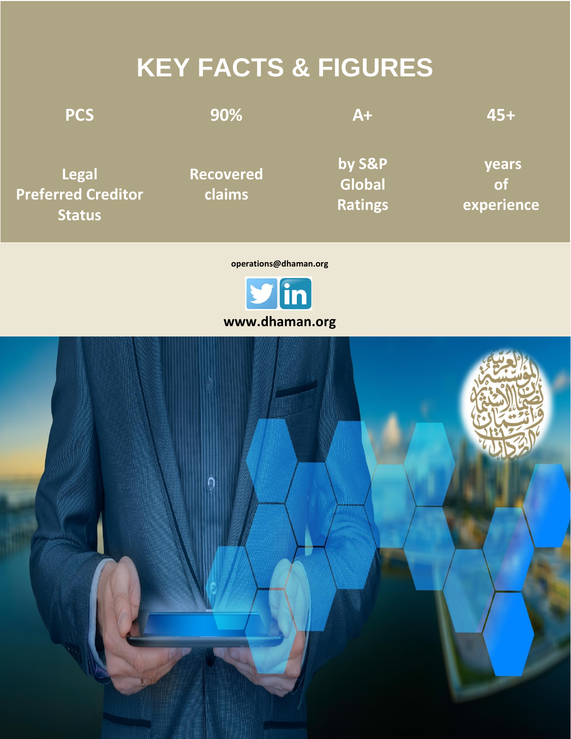# KEY FACTS & FIGURES

| PCS | 90% | A+ | 45+ |
|---|---|---|---|
| Legal Preferred Creditor Status | Recovered claims | by S&P Global Ratings | years of experience |

operations@dhaman.org

www.dhaman.org